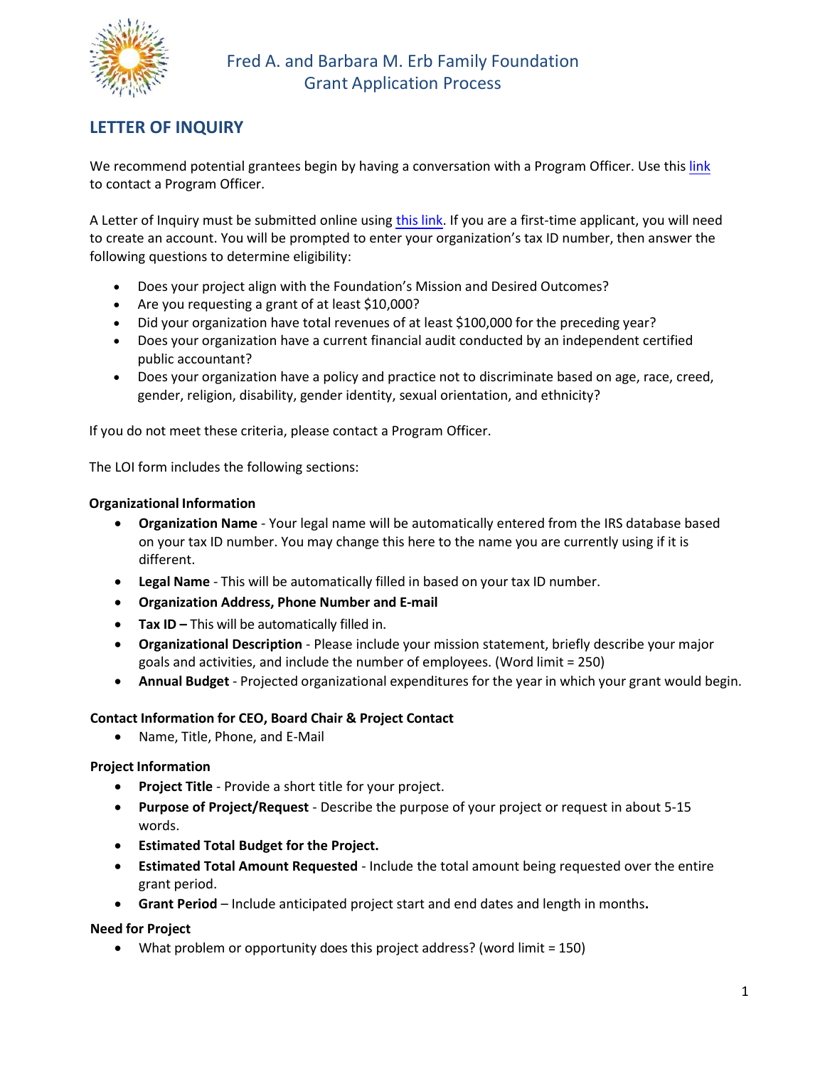# Fred A. and Barbara M. Erb Family Foundation
## Grant Application Process

## LETTER OF INQUIRY

We recommend potential grantees begin by having a conversation with a Program Officer. Use this link to contact a Program Officer.

A Letter of Inquiry must be submitted online using this link. If you are a first-time applicant, you will need to create an account. You will be prompted to enter your organization's tax ID number, then answer the following questions to determine eligibility:

- Does your project align with the Foundation's Mission and Desired Outcomes?
- Are you requesting a grant of at least $10,000?
- Did your organization have total revenues of at least $100,000 for the preceding year?
- Does your organization have a current financial audit conducted by an independent certified public accountant?
- Does your organization have a policy and practice not to discriminate based on age, race, creed, gender, religion, disability, gender identity, sexual orientation, and ethnicity?

If you do not meet these criteria, please contact a Program Officer.

The LOI form includes the following sections:

**Organizational Information**

- **Organization Name** - Your legal name will be automatically entered from the IRS database based on your tax ID number. You may change this here to the name you are currently using if it is different.
- **Legal Name** - This will be automatically filled in based on your tax ID number.
- **Organization Address, Phone Number and E-mail**
- **Tax ID –** This will be automatically filled in.
- **Organizational Description** - Please include your mission statement, briefly describe your major goals and activities, and include the number of employees. (Word limit = 250)
- **Annual Budget** - Projected organizational expenditures for the year in which your grant would begin.

**Contact Information for CEO, Board Chair & Project Contact**

- Name, Title, Phone, and E-Mail

**Project Information**

- **Project Title** - Provide a short title for your project.
- **Purpose of Project/Request** - Describe the purpose of your project or request in about 5-15 words.
- **Estimated Total Budget for the Project.**
- **Estimated Total Amount Requested** - Include the total amount being requested over the entire grant period.
- **Grant Period** – Include anticipated project start and end dates and length in months**.**

**Need for Project**

- What problem or opportunity does this project address? (word limit = 150)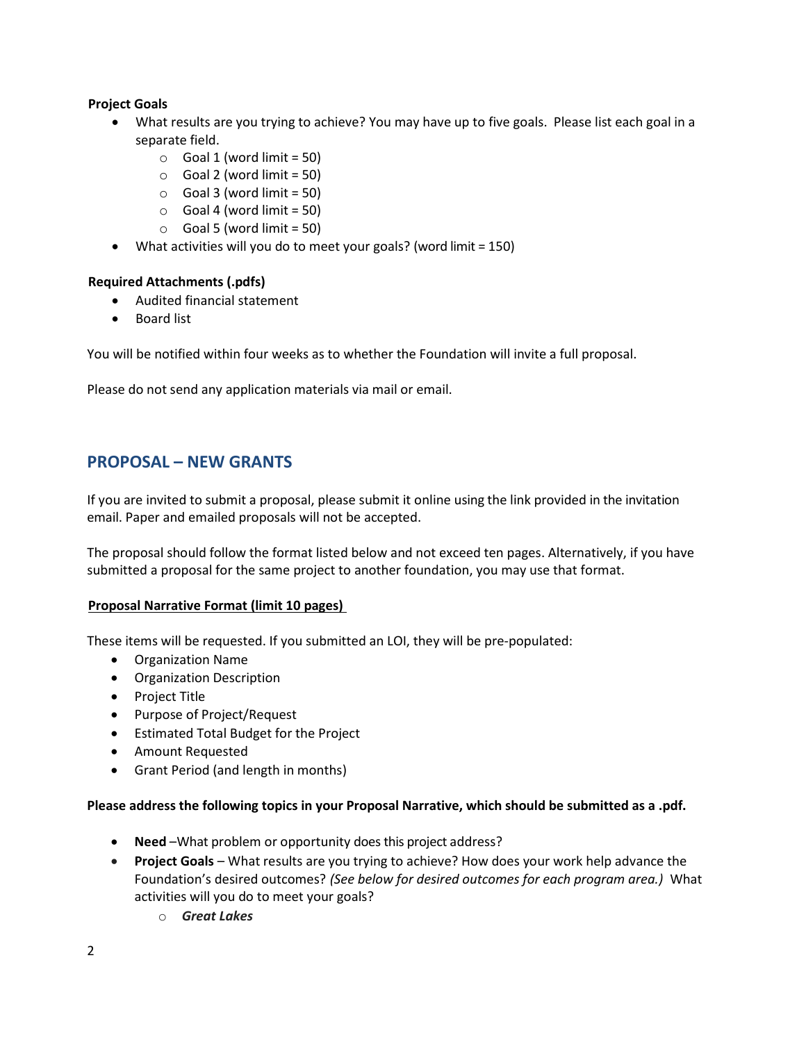**Project Goals**

- What results are you trying to achieve? You may have up to five goals. Please list each goal in a separate field.
    - Goal 1 (word limit = 50)
    - Goal 2 (word limit = 50)
    - Goal 3 (word limit = 50)
    - Goal 4 (word limit = 50)
    - Goal 5 (word limit = 50)
- What activities will you do to meet your goals? (word limit = 150)

**Required Attachments (.pdfs)**

- Audited financial statement
- Board list

You will be notified within four weeks as to whether the Foundation will invite a full proposal.

Please do not send any application materials via mail or email.

## PROPOSAL – NEW GRANTS

If you are invited to submit a proposal, please submit it online using the link provided in the invitation email. Paper and emailed proposals will not be accepted.

The proposal should follow the format listed below and not exceed ten pages. Alternatively, if you have submitted a proposal for the same project to another foundation, you may use that format.

**Proposal Narrative Format (limit 10 pages)**

These items will be requested. If you submitted an LOI, they will be pre-populated:

- Organization Name
- Organization Description
- Project Title
- Purpose of Project/Request
- Estimated Total Budget for the Project
- Amount Requested
- Grant Period (and length in months)

**Please address the following topics in your Proposal Narrative, which should be submitted as a .pdf.**

- **Need** –What problem or opportunity does this project address?
- **Project Goals** – What results are you trying to achieve? How does your work help advance the Foundation's desired outcomes? *(See below for desired outcomes for each program area.)* What activities will you do to meet your goals?
    - ***Great Lakes***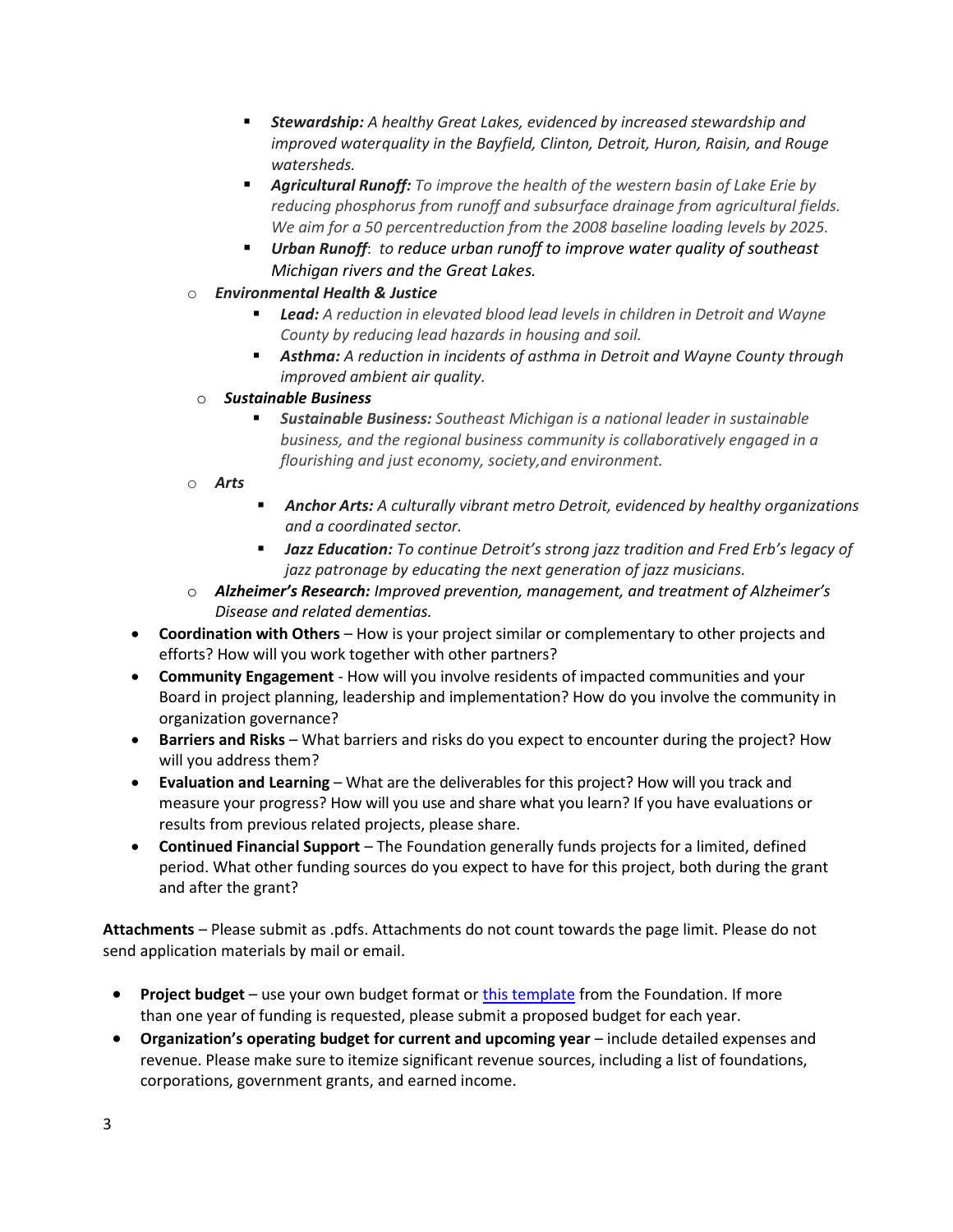- ***Stewardship:*** *A healthy Great Lakes, evidenced by increased stewardship and improved waterquality in the Bayfield, Clinton, Detroit, Huron, Raisin, and Rouge watersheds.*
        - ***Agricultural Runoff:*** *To improve the health of the western basin of Lake Erie by reducing phosphorus from runoff and subsurface drainage from agricultural fields. We aim for a 50 percentreduction from the 2008 baseline loading levels by 2025.*
        - ***Urban Runoff***: *to reduce urban runoff to improve water quality of southeast Michigan rivers and the Great Lakes.*
    - ***Environmental Health & Justice***
        - ***Lead:*** *A reduction in elevated blood lead levels in children in Detroit and Wayne County by reducing lead hazards in housing and soil.*
        - ***Asthma:*** *A reduction in incidents of asthma in Detroit and Wayne County through improved ambient air quality.*
    - ***Sustainable Business***
        - ***Sustainable Business:*** *Southeast Michigan is a national leader in sustainable business, and the regional business community is collaboratively engaged in a flourishing and just economy, society,and environment.*
    - ***Arts***
        - ***Anchor Arts:*** *A culturally vibrant metro Detroit, evidenced by healthy organizations and a coordinated sector.*
        - ***Jazz Education:*** *To continue Detroit's strong jazz tradition and Fred Erb's legacy of jazz patronage by educating the next generation of jazz musicians.*
    - ***Alzheimer's Research:*** *Improved prevention, management, and treatment of Alzheimer's Disease and related dementias.*
- **Coordination with Others** – How is your project similar or complementary to other projects and efforts? How will you work together with other partners?
- **Community Engagement** - How will you involve residents of impacted communities and your Board in project planning, leadership and implementation? How do you involve the community in organization governance?
- **Barriers and Risks** – What barriers and risks do you expect to encounter during the project? How will you address them?
- **Evaluation and Learning** – What are the deliverables for this project? How will you track and measure your progress? How will you use and share what you learn? If you have evaluations or results from previous related projects, please share.
- **Continued Financial Support** – The Foundation generally funds projects for a limited, defined period. What other funding sources do you expect to have for this project, both during the grant and after the grant?

**Attachments** – Please submit as .pdfs. Attachments do not count towards the page limit. Please do not send application materials by mail or email.

- **Project budget** – use your own budget format or this template from the Foundation. If more than one year of funding is requested, please submit a proposed budget for each year.
- **Organization's operating budget for current and upcoming year** – include detailed expenses and revenue. Please make sure to itemize significant revenue sources, including a list of foundations, corporations, government grants, and earned income.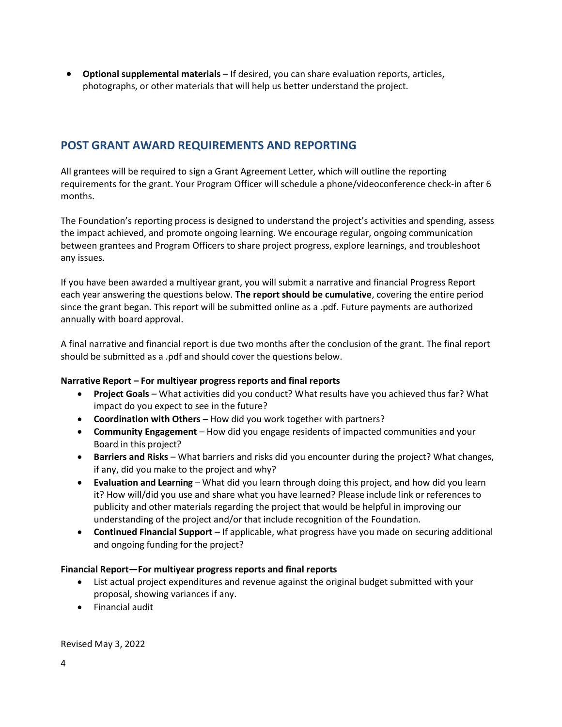- **Optional supplemental materials** – If desired, you can share evaluation reports, articles, photographs, or other materials that will help us better understand the project.

## POST GRANT AWARD REQUIREMENTS AND REPORTING

All grantees will be required to sign a Grant Agreement Letter, which will outline the reporting requirements for the grant. Your Program Officer will schedule a phone/videoconference check-in after 6 months.

The Foundation's reporting process is designed to understand the project's activities and spending, assess the impact achieved, and promote ongoing learning. We encourage regular, ongoing communication between grantees and Program Officers to share project progress, explore learnings, and troubleshoot any issues.

If you have been awarded a multiyear grant, you will submit a narrative and financial Progress Report each year answering the questions below. **The report should be cumulative**, covering the entire period since the grant began. This report will be submitted online as a .pdf. Future payments are authorized annually with board approval.

A final narrative and financial report is due two months after the conclusion of the grant. The final report should be submitted as a .pdf and should cover the questions below.

**Narrative Report – For multiyear progress reports and final reports**

- **Project Goals** – What activities did you conduct? What results have you achieved thus far? What impact do you expect to see in the future?
- **Coordination with Others** – How did you work together with partners?
- **Community Engagement** – How did you engage residents of impacted communities and your Board in this project?
- **Barriers and Risks** – What barriers and risks did you encounter during the project? What changes, if any, did you make to the project and why?
- **Evaluation and Learning** – What did you learn through doing this project, and how did you learn it? How will/did you use and share what you have learned? Please include link or references to publicity and other materials regarding the project that would be helpful in improving our understanding of the project and/or that include recognition of the Foundation.
- **Continued Financial Support** – If applicable, what progress have you made on securing additional and ongoing funding for the project?

**Financial Report—For multiyear progress reports and final reports**

- List actual project expenditures and revenue against the original budget submitted with your proposal, showing variances if any.
- Financial audit

Revised May 3, 2022